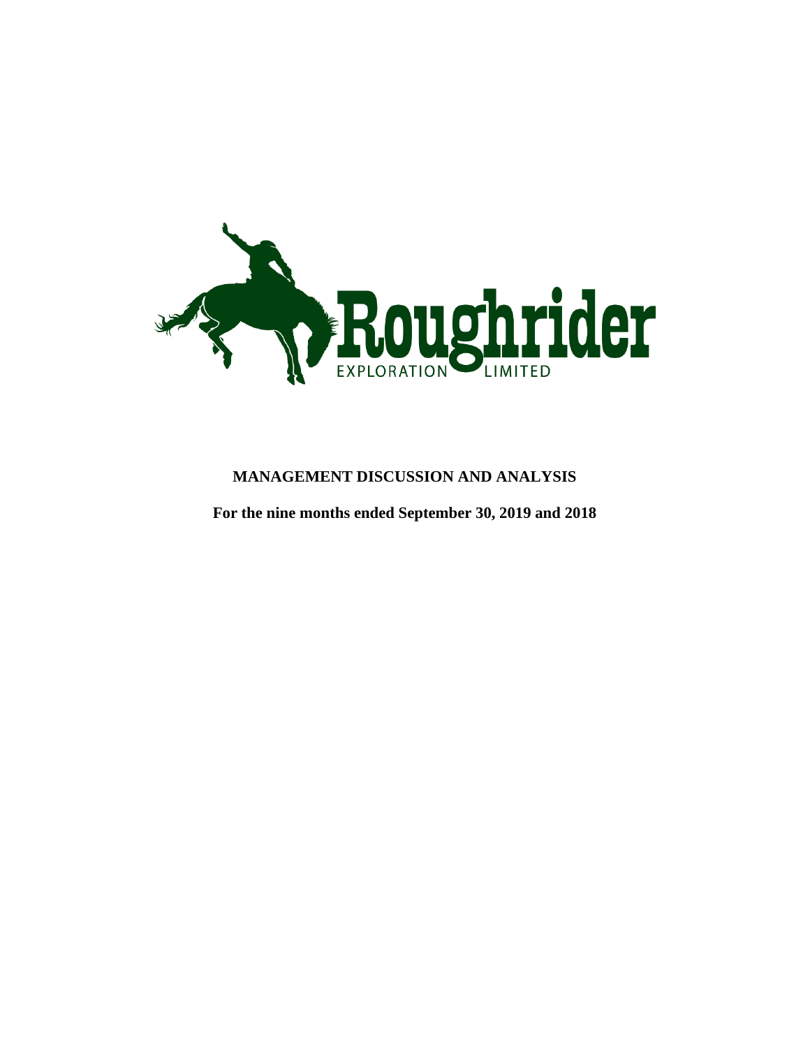Roughrider EXPLORATION LIMITED

**MANAGEMENT DISCUSSION AND ANALYSIS**

**For the nine months ended September 30, 2019 and 2018**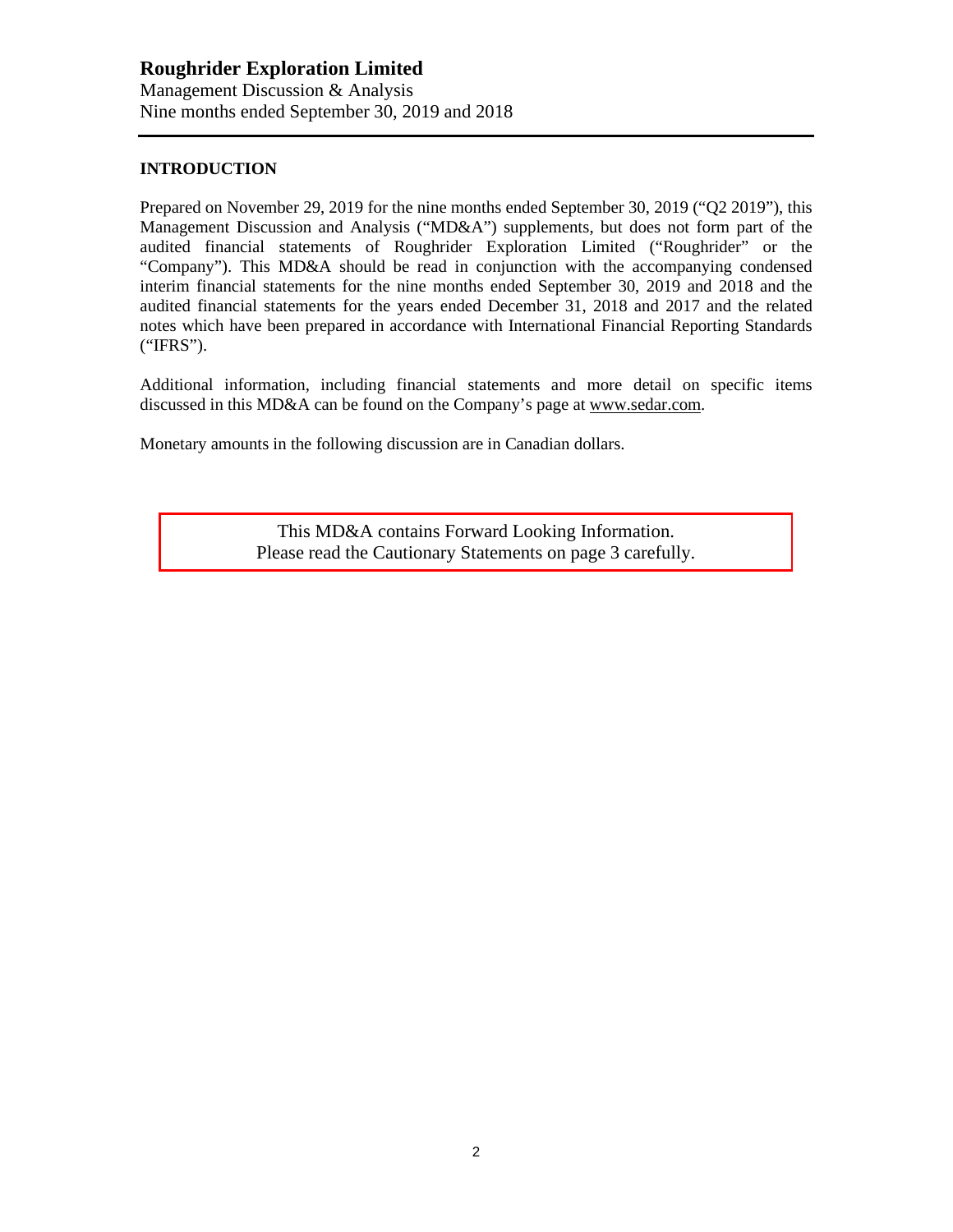# Roughrider Exploration Limited

Management Discussion & Analysis
Nine months ended September 30, 2019 and 2018

## INTRODUCTION

Prepared on November 29, 2019 for the nine months ended September 30, 2019 ("Q2 2019"), this Management Discussion and Analysis ("MD&A") supplements, but does not form part of the audited financial statements of Roughrider Exploration Limited ("Roughrider" or the "Company"). This MD&A should be read in conjunction with the accompanying condensed interim financial statements for the nine months ended September 30, 2019 and 2018 and the audited financial statements for the years ended December 31, 2018 and 2017 and the related notes which have been prepared in accordance with International Financial Reporting Standards ("IFRS").

Additional information, including financial statements and more detail on specific items discussed in this MD&A can be found on the Company's page at www.sedar.com.

Monetary amounts in the following discussion are in Canadian dollars.

> This MD&A contains Forward Looking Information.
> Please read the Cautionary Statements on page 3 carefully.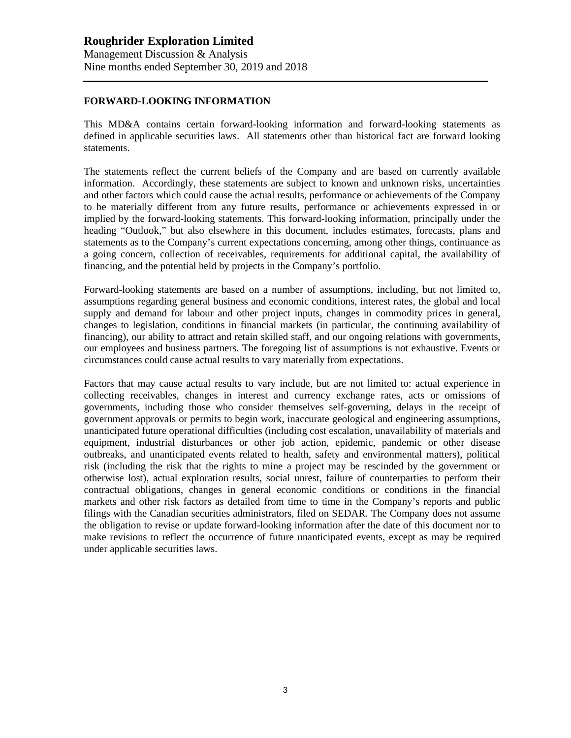## FORWARD-LOOKING INFORMATION

This MD&A contains certain forward-looking information and forward-looking statements as defined in applicable securities laws. All statements other than historical fact are forward looking statements.

The statements reflect the current beliefs of the Company and are based on currently available information. Accordingly, these statements are subject to known and unknown risks, uncertainties and other factors which could cause the actual results, performance or achievements of the Company to be materially different from any future results, performance or achievements expressed in or implied by the forward-looking statements. This forward-looking information, principally under the heading "Outlook," but also elsewhere in this document, includes estimates, forecasts, plans and statements as to the Company's current expectations concerning, among other things, continuance as a going concern, collection of receivables, requirements for additional capital, the availability of financing, and the potential held by projects in the Company's portfolio.

Forward-looking statements are based on a number of assumptions, including, but not limited to, assumptions regarding general business and economic conditions, interest rates, the global and local supply and demand for labour and other project inputs, changes in commodity prices in general, changes to legislation, conditions in financial markets (in particular, the continuing availability of financing), our ability to attract and retain skilled staff, and our ongoing relations with governments, our employees and business partners. The foregoing list of assumptions is not exhaustive. Events or circumstances could cause actual results to vary materially from expectations.

Factors that may cause actual results to vary include, but are not limited to: actual experience in collecting receivables, changes in interest and currency exchange rates, acts or omissions of governments, including those who consider themselves self-governing, delays in the receipt of government approvals or permits to begin work, inaccurate geological and engineering assumptions, unanticipated future operational difficulties (including cost escalation, unavailability of materials and equipment, industrial disturbances or other job action, epidemic, pandemic or other disease outbreaks, and unanticipated events related to health, safety and environmental matters), political risk (including the risk that the rights to mine a project may be rescinded by the government or otherwise lost), actual exploration results, social unrest, failure of counterparties to perform their contractual obligations, changes in general economic conditions or conditions in the financial markets and other risk factors as detailed from time to time in the Company's reports and public filings with the Canadian securities administrators, filed on SEDAR. The Company does not assume the obligation to revise or update forward-looking information after the date of this document nor to make revisions to reflect the occurrence of future unanticipated events, except as may be required under applicable securities laws.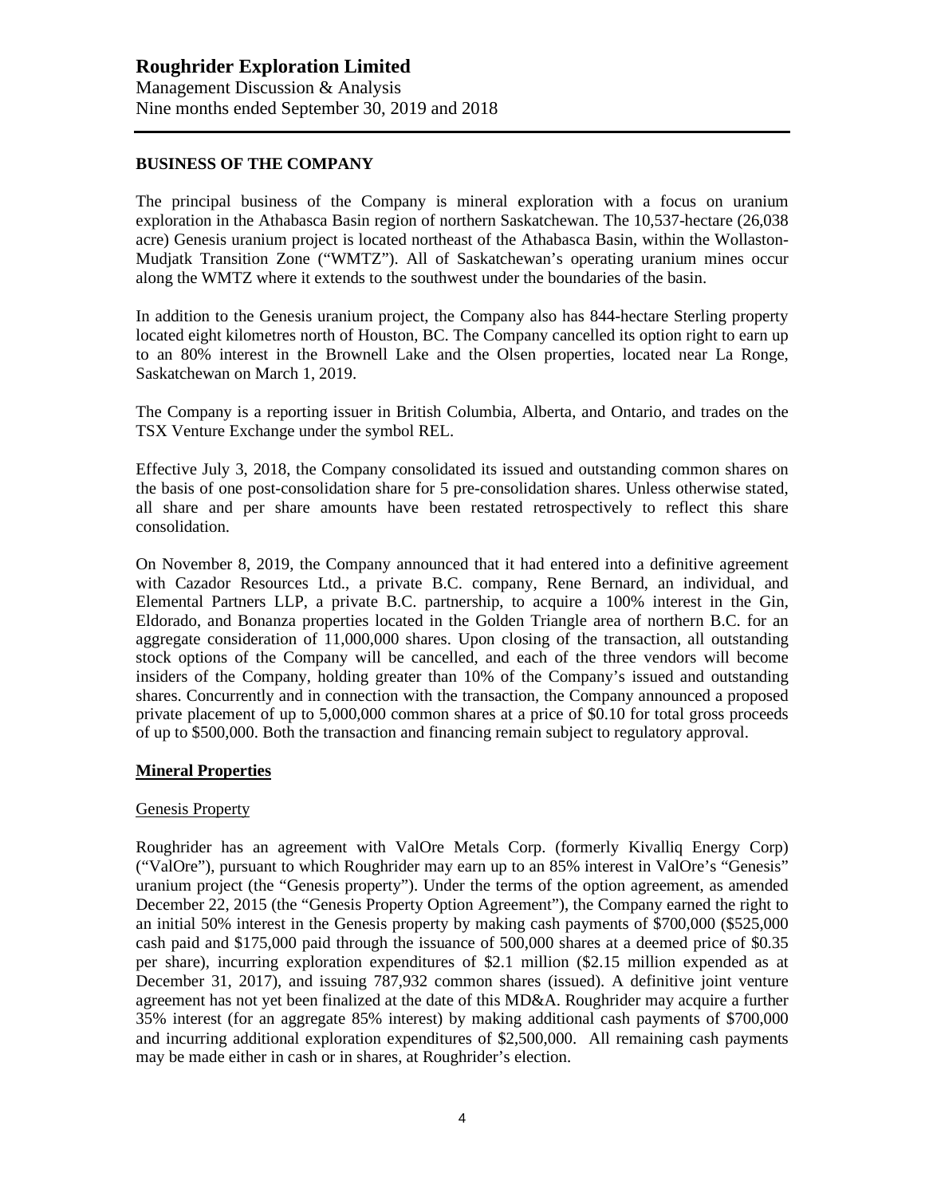## BUSINESS OF THE COMPANY

The principal business of the Company is mineral exploration with a focus on uranium exploration in the Athabasca Basin region of northern Saskatchewan. The 10,537-hectare (26,038 acre) Genesis uranium project is located northeast of the Athabasca Basin, within the Wollaston-Mudjatk Transition Zone ("WMTZ"). All of Saskatchewan's operating uranium mines occur along the WMTZ where it extends to the southwest under the boundaries of the basin.

In addition to the Genesis uranium project, the Company also has 844-hectare Sterling property located eight kilometres north of Houston, BC. The Company cancelled its option right to earn up to an 80% interest in the Brownell Lake and the Olsen properties, located near La Ronge, Saskatchewan on March 1, 2019.

The Company is a reporting issuer in British Columbia, Alberta, and Ontario, and trades on the TSX Venture Exchange under the symbol REL.

Effective July 3, 2018, the Company consolidated its issued and outstanding common shares on the basis of one post-consolidation share for 5 pre-consolidation shares. Unless otherwise stated, all share and per share amounts have been restated retrospectively to reflect this share consolidation.

On November 8, 2019, the Company announced that it had entered into a definitive agreement with Cazador Resources Ltd., a private B.C. company, Rene Bernard, an individual, and Elemental Partners LLP, a private B.C. partnership, to acquire a 100% interest in the Gin, Eldorado, and Bonanza properties located in the Golden Triangle area of northern B.C. for an aggregate consideration of 11,000,000 shares. Upon closing of the transaction, all outstanding stock options of the Company will be cancelled, and each of the three vendors will become insiders of the Company, holding greater than 10% of the Company's issued and outstanding shares. Concurrently and in connection with the transaction, the Company announced a proposed private placement of up to 5,000,000 common shares at a price of $0.10 for total gross proceeds of up to $500,000. Both the transaction and financing remain subject to regulatory approval.

### Mineral Properties

#### Genesis Property

Roughrider has an agreement with ValOre Metals Corp. (formerly Kivalliq Energy Corp) ("ValOre"), pursuant to which Roughrider may earn up to an 85% interest in ValOre's "Genesis" uranium project (the "Genesis property"). Under the terms of the option agreement, as amended December 22, 2015 (the "Genesis Property Option Agreement"), the Company earned the right to an initial 50% interest in the Genesis property by making cash payments of $700,000 ($525,000 cash paid and $175,000 paid through the issuance of 500,000 shares at a deemed price of $0.35 per share), incurring exploration expenditures of $2.1 million ($2.15 million expended as at December 31, 2017), and issuing 787,932 common shares (issued). A definitive joint venture agreement has not yet been finalized at the date of this MD&A. Roughrider may acquire a further 35% interest (for an aggregate 85% interest) by making additional cash payments of $700,000 and incurring additional exploration expenditures of $2,500,000. All remaining cash payments may be made either in cash or in shares, at Roughrider's election.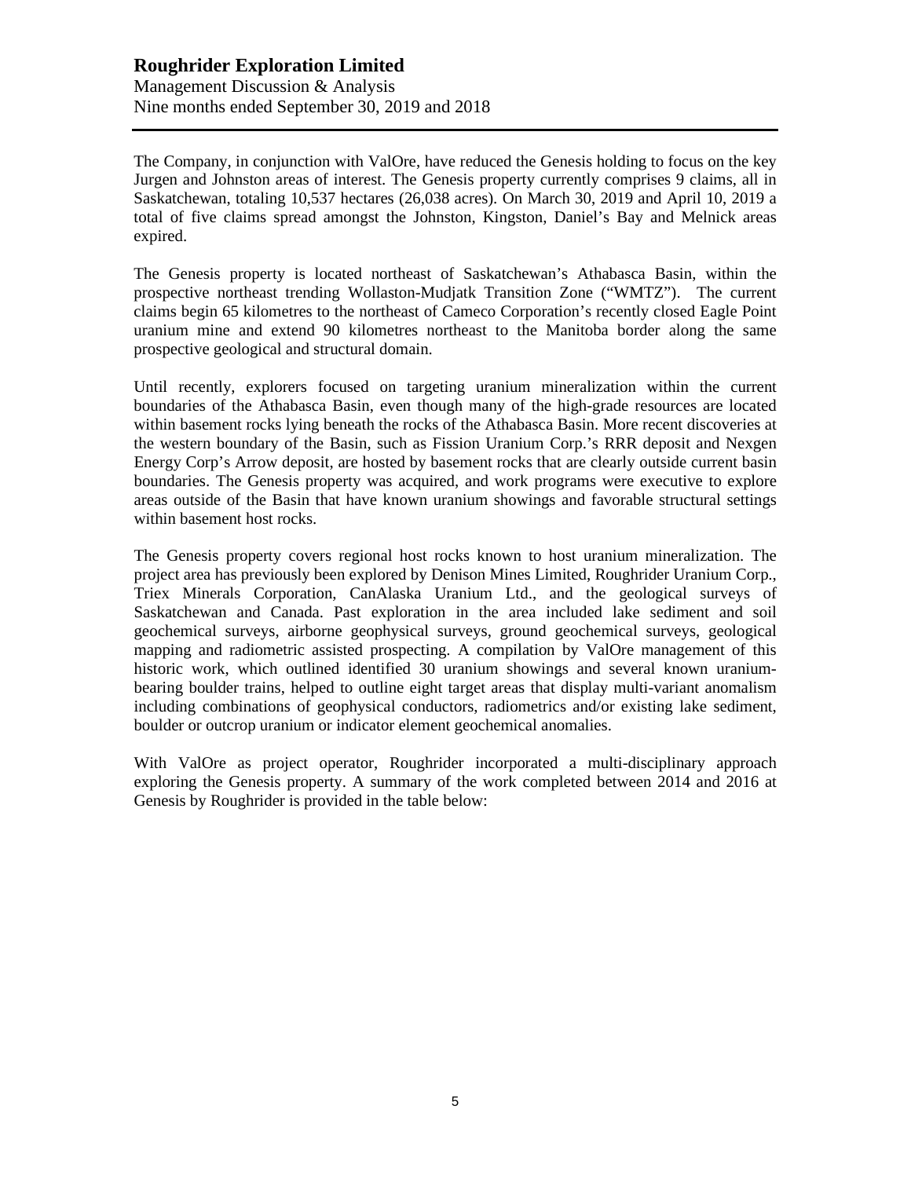The Company, in conjunction with ValOre, have reduced the Genesis holding to focus on the key Jurgen and Johnston areas of interest. The Genesis property currently comprises 9 claims, all in Saskatchewan, totaling 10,537 hectares (26,038 acres). On March 30, 2019 and April 10, 2019 a total of five claims spread amongst the Johnston, Kingston, Daniel's Bay and Melnick areas expired.

The Genesis property is located northeast of Saskatchewan's Athabasca Basin, within the prospective northeast trending Wollaston-Mudjatk Transition Zone ("WMTZ"). The current claims begin 65 kilometres to the northeast of Cameco Corporation's recently closed Eagle Point uranium mine and extend 90 kilometres northeast to the Manitoba border along the same prospective geological and structural domain.

Until recently, explorers focused on targeting uranium mineralization within the current boundaries of the Athabasca Basin, even though many of the high-grade resources are located within basement rocks lying beneath the rocks of the Athabasca Basin. More recent discoveries at the western boundary of the Basin, such as Fission Uranium Corp.'s RRR deposit and Nexgen Energy Corp's Arrow deposit, are hosted by basement rocks that are clearly outside current basin boundaries. The Genesis property was acquired, and work programs were executive to explore areas outside of the Basin that have known uranium showings and favorable structural settings within basement host rocks.

The Genesis property covers regional host rocks known to host uranium mineralization. The project area has previously been explored by Denison Mines Limited, Roughrider Uranium Corp., Triex Minerals Corporation, CanAlaska Uranium Ltd., and the geological surveys of Saskatchewan and Canada. Past exploration in the area included lake sediment and soil geochemical surveys, airborne geophysical surveys, ground geochemical surveys, geological mapping and radiometric assisted prospecting. A compilation by ValOre management of this historic work, which outlined identified 30 uranium showings and several known uranium-bearing boulder trains, helped to outline eight target areas that display multi-variant anomalism including combinations of geophysical conductors, radiometrics and/or existing lake sediment, boulder or outcrop uranium or indicator element geochemical anomalies.

With ValOre as project operator, Roughrider incorporated a multi-disciplinary approach exploring the Genesis property. A summary of the work completed between 2014 and 2016 at Genesis by Roughrider is provided in the table below: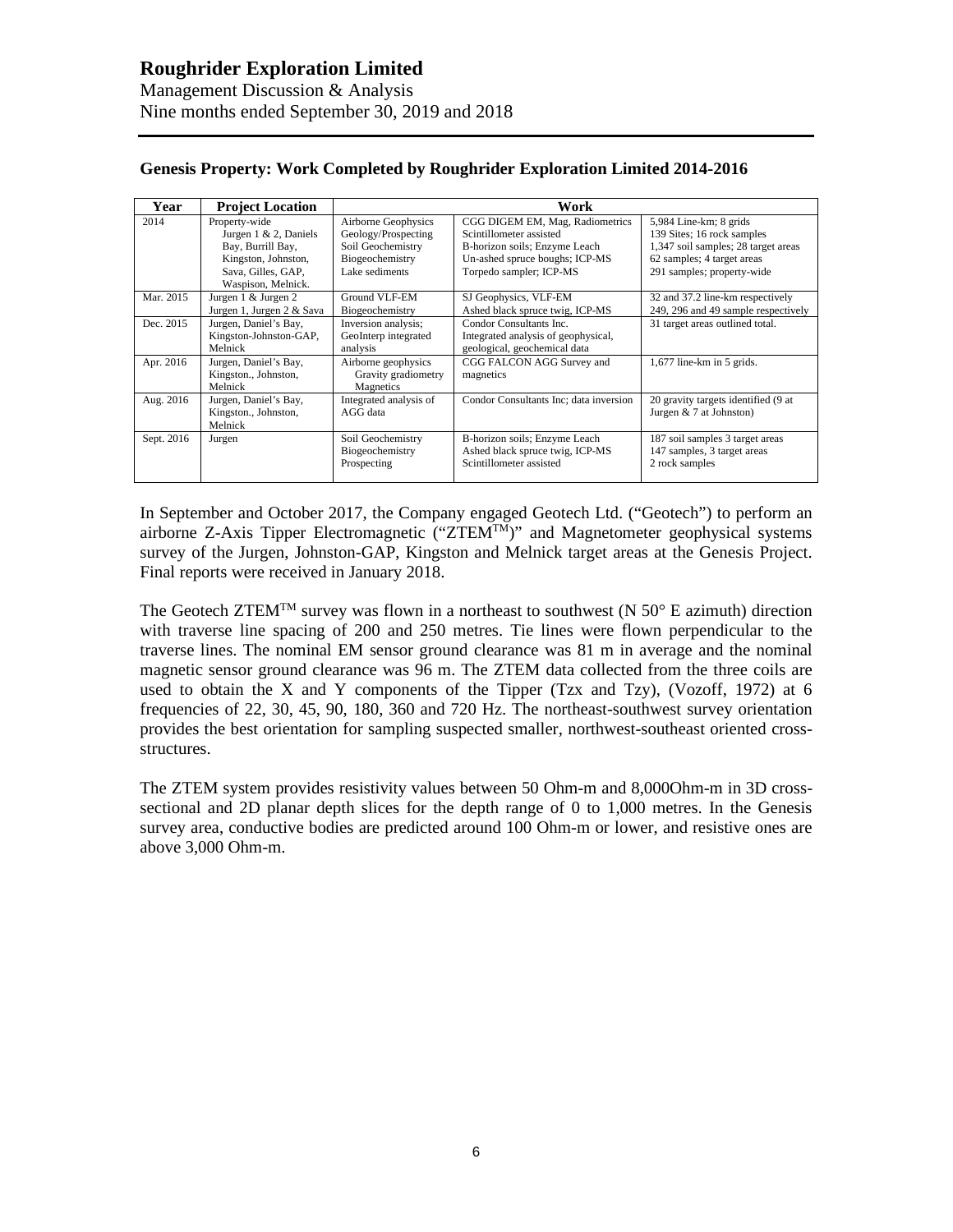**Genesis Property: Work Completed by Roughrider Exploration Limited 2014-2016**

| Year | Project Location | Work | | |
|---|---|---|---|---|
| 2014 | Property-wide<br>Jurgen 1 & 2, Daniels Bay, Burrill Bay, Kingston, Johnston, Sava, Gilles, GAP, Waspison, Melnick. | Airborne Geophysics<br>Geology/Prospecting<br>Soil Geochemistry<br>Biogeochemistry<br>Lake sediments | CGG DIGEM EM, Mag, Radiometrics<br>Scintillometer assisted<br>B-horizon soils; Enzyme Leach<br>Un-ashed spruce boughs; ICP-MS<br>Torpedo sampler; ICP-MS | 5,984 Line-km; 8 grids<br>139 Sites; 16 rock samples<br>1,347 soil samples; 28 target areas<br>62 samples; 4 target areas<br>291 samples; property-wide |
| Mar. 2015 | Jurgen 1 & Jurgen 2<br>Jurgen 1, Jurgen 2 & Sava | Ground VLF-EM<br>Biogeochemistry | SJ Geophysics, VLF-EM<br>Ashed black spruce twig, ICP-MS | 32 and 37.2 line-km respectively<br>249, 296 and 49 sample respectively |
| Dec. 2015 | Jurgen, Daniel's Bay, Kingston-Johnston-GAP, Melnick | Inversion analysis; GeoInterp integrated analysis | Condor Consultants Inc.<br>Integrated analysis of geophysical, geological, geochemical data | 31 target areas outlined total. |
| Apr. 2016 | Jurgen, Daniel's Bay, Kingston., Johnston, Melnick | Airborne geophysics<br>Gravity gradiometry<br>Magnetics | CGG FALCON AGG Survey and magnetics | 1,677 line-km in 5 grids. |
| Aug. 2016 | Jurgen, Daniel's Bay, Kingston., Johnston, Melnick | Integrated analysis of AGG data | Condor Consultants Inc; data inversion | 20 gravity targets identified (9 at Jurgen & 7 at Johnston) |
| Sept. 2016 | Jurgen | Soil Geochemistry<br>Biogeochemistry<br>Prospecting | B-horizon soils; Enzyme Leach<br>Ashed black spruce twig, ICP-MS<br>Scintillometer assisted | 187 soil samples 3 target areas<br>147 samples, 3 target areas<br>2 rock samples |

In September and October 2017, the Company engaged Geotech Ltd. ("Geotech") to perform an airborne Z-Axis Tipper Electromagnetic ("ZTEM™)" and Magnetometer geophysical systems survey of the Jurgen, Johnston-GAP, Kingston and Melnick target areas at the Genesis Project. Final reports were received in January 2018.

The Geotech ZTEM™ survey was flown in a northeast to southwest (N 50° E azimuth) direction with traverse line spacing of 200 and 250 metres. Tie lines were flown perpendicular to the traverse lines. The nominal EM sensor ground clearance was 81 m in average and the nominal magnetic sensor ground clearance was 96 m. The ZTEM data collected from the three coils are used to obtain the X and Y components of the Tipper (Tzx and Tzy), (Vozoff, 1972) at 6 frequencies of 22, 30, 45, 90, 180, 360 and 720 Hz. The northeast-southwest survey orientation provides the best orientation for sampling suspected smaller, northwest-southeast oriented cross-structures.

The ZTEM system provides resistivity values between 50 Ohm-m and 8,000Ohm-m in 3D cross-sectional and 2D planar depth slices for the depth range of 0 to 1,000 metres. In the Genesis survey area, conductive bodies are predicted around 100 Ohm-m or lower, and resistive ones are above 3,000 Ohm-m.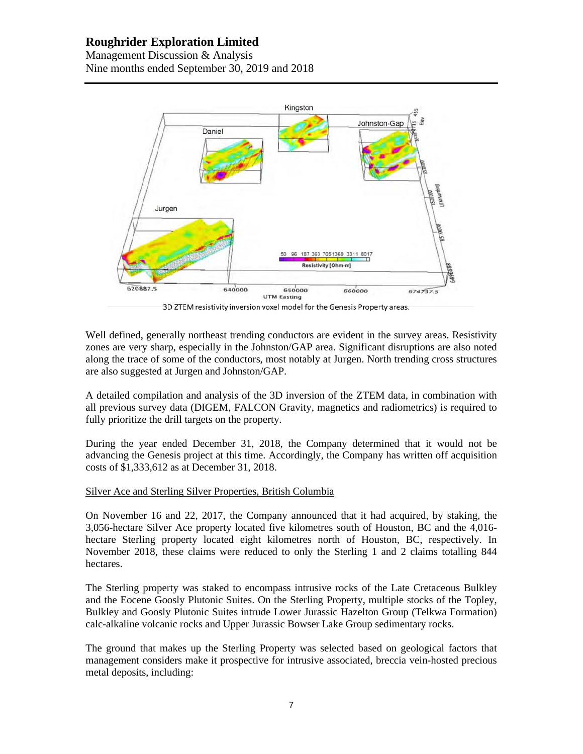3D ZTEM resistivity inversion voxel model for the Genesis Property areas.

Well defined, generally northeast trending conductors are evident in the survey areas. Resistivity zones are very sharp, especially in the Johnston/GAP area. Significant disruptions are also noted along the trace of some of the conductors, most notably at Jurgen. North trending cross structures are also suggested at Jurgen and Johnston/GAP.

A detailed compilation and analysis of the 3D inversion of the ZTEM data, in combination with all previous survey data (DIGEM, FALCON Gravity, magnetics and radiometrics) is required to fully prioritize the drill targets on the property.

During the year ended December 31, 2018, the Company determined that it would not be advancing the Genesis project at this time. Accordingly, the Company has written off acquisition costs of $1,333,612 as at December 31, 2018.

Silver Ace and Sterling Silver Properties, British Columbia

On November 16 and 22, 2017, the Company announced that it had acquired, by staking, the 3,056-hectare Silver Ace property located five kilometres south of Houston, BC and the 4,016-hectare Sterling property located eight kilometres north of Houston, BC, respectively. In November 2018, these claims were reduced to only the Sterling 1 and 2 claims totalling 844 hectares.

The Sterling property was staked to encompass intrusive rocks of the Late Cretaceous Bulkley and the Eocene Goosly Plutonic Suites. On the Sterling Property, multiple stocks of the Topley, Bulkley and Goosly Plutonic Suites intrude Lower Jurassic Hazelton Group (Telkwa Formation) calc-alkaline volcanic rocks and Upper Jurassic Bowser Lake Group sedimentary rocks.

The ground that makes up the Sterling Property was selected based on geological factors that management considers make it prospective for intrusive associated, breccia vein-hosted precious metal deposits, including: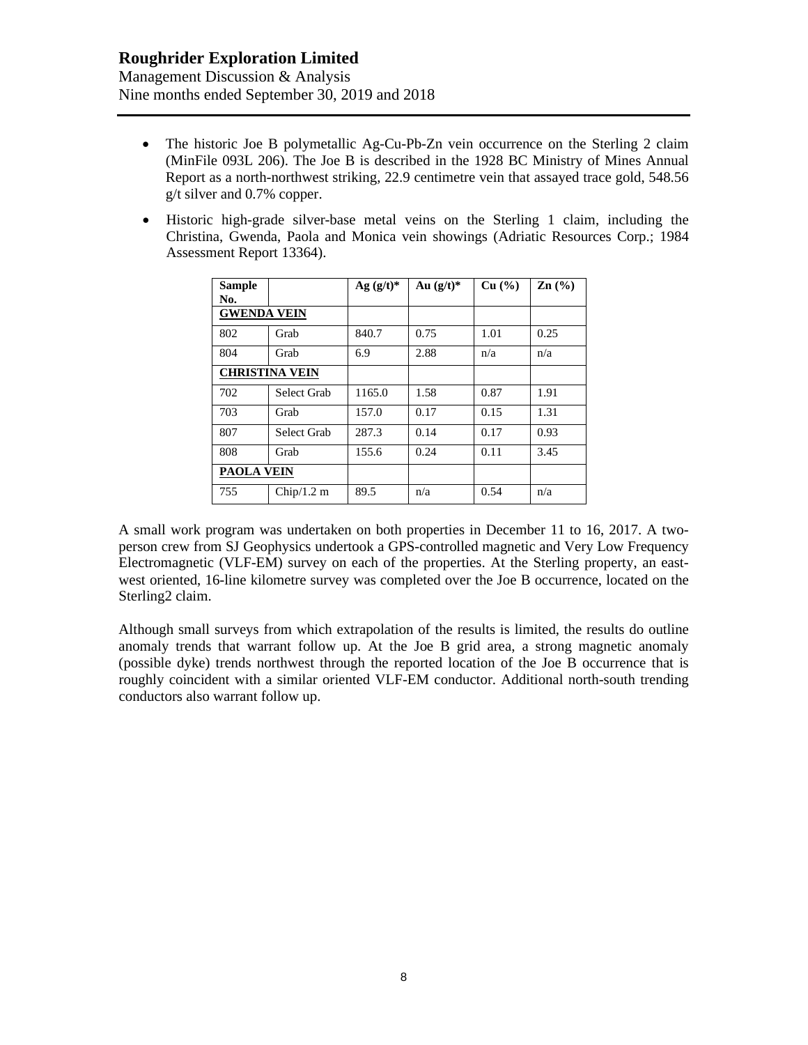- The historic Joe B polymetallic Ag-Cu-Pb-Zn vein occurrence on the Sterling 2 claim (MinFile 093L 206). The Joe B is described in the 1928 BC Ministry of Mines Annual Report as a north-northwest striking, 22.9 centimetre vein that assayed trace gold, 548.56 g/t silver and 0.7% copper.
- Historic high-grade silver-base metal veins on the Sterling 1 claim, including the Christina, Gwenda, Paola and Monica vein showings (Adriatic Resources Corp.; 1984 Assessment Report 13364).

| Sample No. | | Ag (g/t)* | Au (g/t)* | Cu (%) | Zn (%) |
|---|---|---|---|---|---|
| **GWENDA VEIN** | | | | | |
| 802 | Grab | 840.7 | 0.75 | 1.01 | 0.25 |
| 804 | Grab | 6.9 | 2.88 | n/a | n/a |
| **CHRISTINA VEIN** | | | | | |
| 702 | Select Grab | 1165.0 | 1.58 | 0.87 | 1.91 |
| 703 | Grab | 157.0 | 0.17 | 0.15 | 1.31 |
| 807 | Select Grab | 287.3 | 0.14 | 0.17 | 0.93 |
| 808 | Grab | 155.6 | 0.24 | 0.11 | 3.45 |
| **PAOLA VEIN** | | | | | |
| 755 | Chip/1.2 m | 89.5 | n/a | 0.54 | n/a |

A small work program was undertaken on both properties in December 11 to 16, 2017. A two-person crew from SJ Geophysics undertook a GPS-controlled magnetic and Very Low Frequency Electromagnetic (VLF-EM) survey on each of the properties. At the Sterling property, an east-west oriented, 16-line kilometre survey was completed over the Joe B occurrence, located on the Sterling2 claim.

Although small surveys from which extrapolation of the results is limited, the results do outline anomaly trends that warrant follow up. At the Joe B grid area, a strong magnetic anomaly (possible dyke) trends northwest through the reported location of the Joe B occurrence that is roughly coincident with a similar oriented VLF-EM conductor. Additional north-south trending conductors also warrant follow up.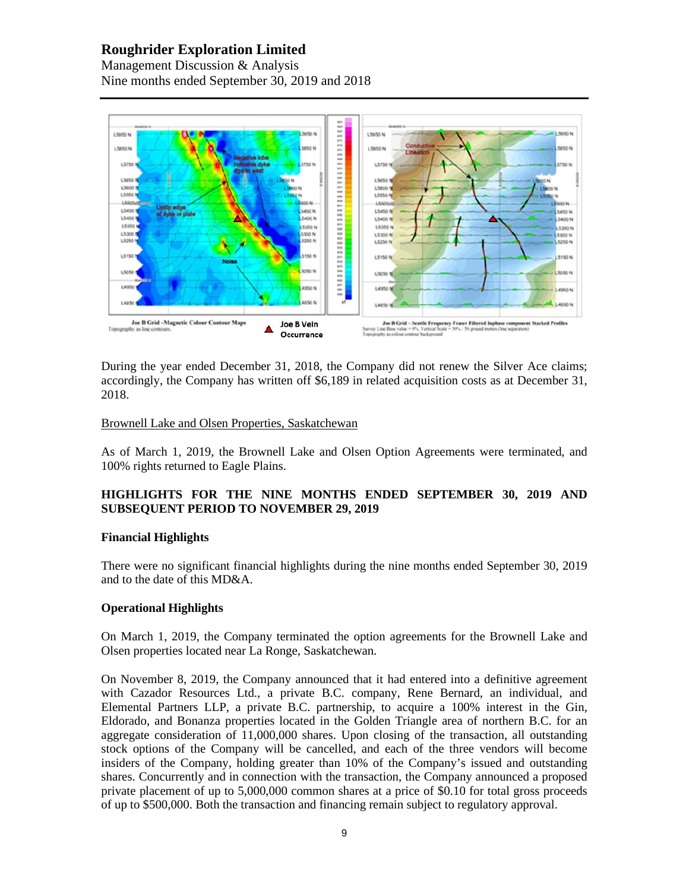During the year ended December 31, 2018, the Company did not renew the Silver Ace claims; accordingly, the Company has written off $6,189 in related acquisition costs as at December 31, 2018.

Brownell Lake and Olsen Properties, Saskatchewan

As of March 1, 2019, the Brownell Lake and Olsen Option Agreements were terminated, and 100% rights returned to Eagle Plains.

**HIGHLIGHTS FOR THE NINE MONTHS ENDED SEPTEMBER 30, 2019 AND SUBSEQUENT PERIOD TO NOVEMBER 29, 2019**

**Financial Highlights**

There were no significant financial highlights during the nine months ended September 30, 2019 and to the date of this MD&A.

**Operational Highlights**

On March 1, 2019, the Company terminated the option agreements for the Brownell Lake and Olsen properties located near La Ronge, Saskatchewan.

On November 8, 2019, the Company announced that it had entered into a definitive agreement with Cazador Resources Ltd., a private B.C. company, Rene Bernard, an individual, and Elemental Partners LLP, a private B.C. partnership, to acquire a 100% interest in the Gin, Eldorado, and Bonanza properties located in the Golden Triangle area of northern B.C. for an aggregate consideration of 11,000,000 shares. Upon closing of the transaction, all outstanding stock options of the Company will be cancelled, and each of the three vendors will become insiders of the Company, holding greater than 10% of the Company's issued and outstanding shares. Concurrently and in connection with the transaction, the Company announced a proposed private placement of up to 5,000,000 common shares at a price of $0.10 for total gross proceeds of up to $500,000. Both the transaction and financing remain subject to regulatory approval.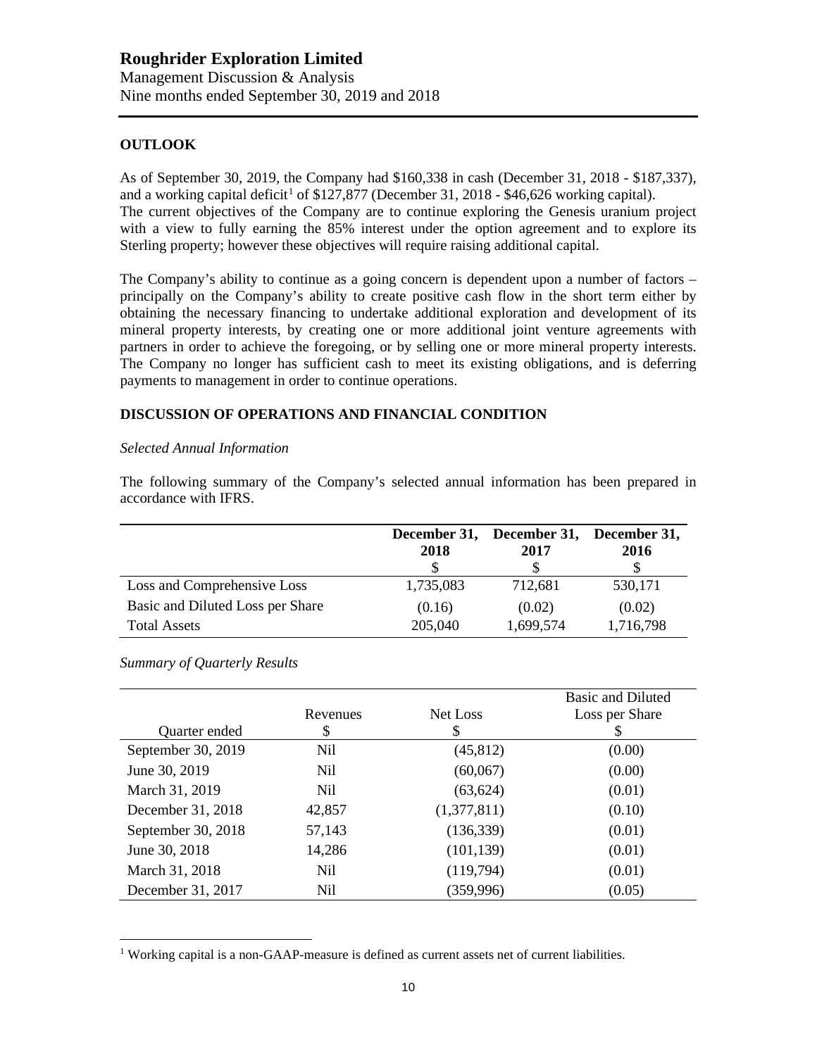## OUTLOOK

As of September 30, 2019, the Company had $160,338 in cash (December 31, 2018 - $187,337), and a working capital deficit[1] of $127,877 (December 31, 2018 - $46,626 working capital). The current objectives of the Company are to continue exploring the Genesis uranium project with a view to fully earning the 85% interest under the option agreement and to explore its Sterling property; however these objectives will require raising additional capital.

The Company's ability to continue as a going concern is dependent upon a number of factors – principally on the Company's ability to create positive cash flow in the short term either by obtaining the necessary financing to undertake additional exploration and development of its mineral property interests, by creating one or more additional joint venture agreements with partners in order to achieve the foregoing, or by selling one or more mineral property interests. The Company no longer has sufficient cash to meet its existing obligations, and is deferring payments to management in order to continue operations.

## DISCUSSION OF OPERATIONS AND FINANCIAL CONDITION

*Selected Annual Information*

The following summary of the Company's selected annual information has been prepared in accordance with IFRS.

| | December 31, 2018 $ | December 31, 2017 $ | December 31, 2016 $ |
|---|---|---|---|
| Loss and Comprehensive Loss | 1,735,083 | 712,681 | 530,171 |
| Basic and Diluted Loss per Share | (0.16) | (0.02) | (0.02) |
| Total Assets | 205,040 | 1,699,574 | 1,716,798 |

*Summary of Quarterly Results*

| Quarter ended | Revenues $ | Net Loss $ | Basic and Diluted Loss per Share $ |
|---|---|---|---|
| September 30, 2019 | Nil | (45,812) | (0.00) |
| June 30, 2019 | Nil | (60,067) | (0.00) |
| March 31, 2019 | Nil | (63,624) | (0.01) |
| December 31, 2018 | 42,857 | (1,377,811) | (0.10) |
| September 30, 2018 | 57,143 | (136,339) | (0.01) |
| June 30, 2018 | 14,286 | (101,139) | (0.01) |
| March 31, 2018 | Nil | (119,794) | (0.01) |
| December 31, 2017 | Nil | (359,996) | (0.05) |

[1] Working capital is a non-GAAP-measure is defined as current assets net of current liabilities.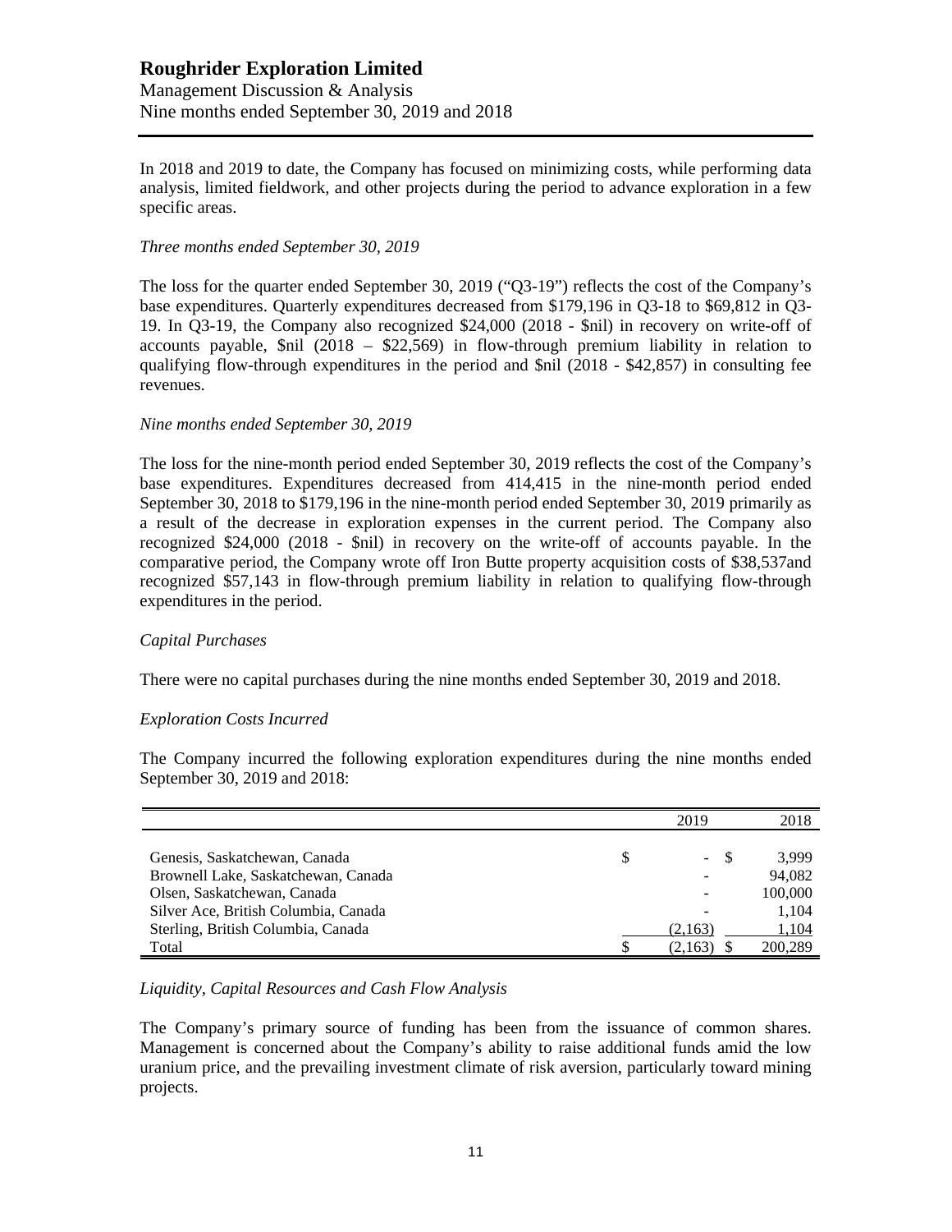In 2018 and 2019 to date, the Company has focused on minimizing costs, while performing data analysis, limited fieldwork, and other projects during the period to advance exploration in a few specific areas.

*Three months ended September 30, 2019*

The loss for the quarter ended September 30, 2019 ("Q3-19") reflects the cost of the Company's base expenditures. Quarterly expenditures decreased from $179,196 in Q3-18 to $69,812 in Q3-19. In Q3-19, the Company also recognized $24,000 (2018 - $nil) in recovery on write-off of accounts payable, $nil (2018 – $22,569) in flow-through premium liability in relation to qualifying flow-through expenditures in the period and $nil (2018 - $42,857) in consulting fee revenues.

*Nine months ended September 30, 2019*

The loss for the nine-month period ended September 30, 2019 reflects the cost of the Company's base expenditures. Expenditures decreased from 414,415 in the nine-month period ended September 30, 2018 to $179,196 in the nine-month period ended September 30, 2019 primarily as a result of the decrease in exploration expenses in the current period. The Company also recognized $24,000 (2018 - $nil) in recovery on the write-off of accounts payable. In the comparative period, the Company wrote off Iron Butte property acquisition costs of $38,537and recognized $57,143 in flow-through premium liability in relation to qualifying flow-through expenditures in the period.

*Capital Purchases*

There were no capital purchases during the nine months ended September 30, 2019 and 2018.

*Exploration Costs Incurred*

The Company incurred the following exploration expenditures during the nine months ended September 30, 2019 and 2018:

| | 2019 | 2018 |
|---|---|---|
| Genesis, Saskatchewan, Canada | $ - | $ 3,999 |
| Brownell Lake, Saskatchewan, Canada | - | 94,082 |
| Olsen, Saskatchewan, Canada | - | 100,000 |
| Silver Ace, British Columbia, Canada | - | 1,104 |
| Sterling, British Columbia, Canada | (2,163) | 1,104 |
| Total | $ (2,163) | $ 200,289 |

*Liquidity, Capital Resources and Cash Flow Analysis*

The Company's primary source of funding has been from the issuance of common shares. Management is concerned about the Company's ability to raise additional funds amid the low uranium price, and the prevailing investment climate of risk aversion, particularly toward mining projects.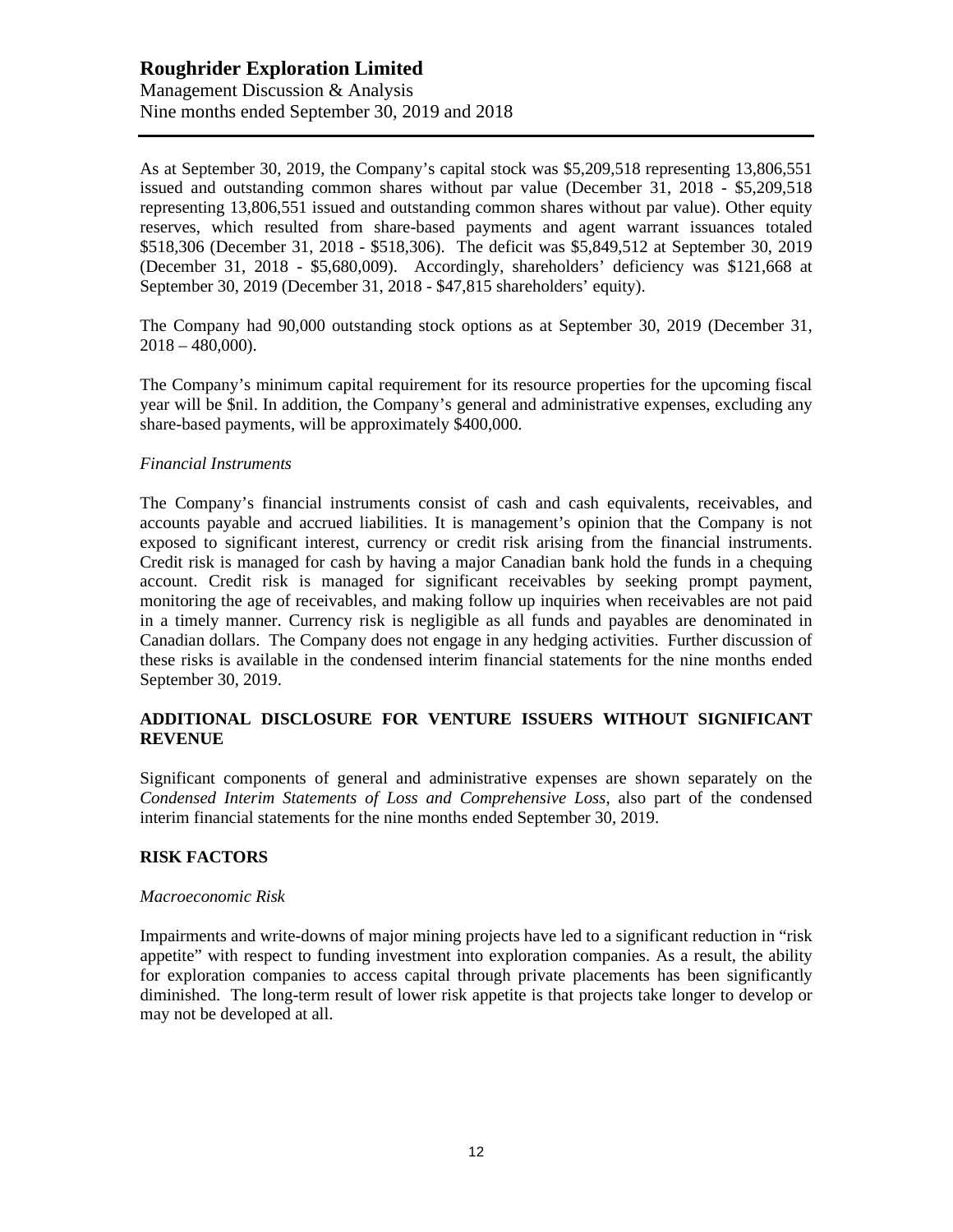As at September 30, 2019, the Company's capital stock was $5,209,518 representing 13,806,551 issued and outstanding common shares without par value (December 31, 2018 - $5,209,518 representing 13,806,551 issued and outstanding common shares without par value). Other equity reserves, which resulted from share-based payments and agent warrant issuances totaled $518,306 (December 31, 2018 - $518,306). The deficit was $5,849,512 at September 30, 2019 (December 31, 2018 - $5,680,009). Accordingly, shareholders' deficiency was $121,668 at September 30, 2019 (December 31, 2018 - $47,815 shareholders' equity).

The Company had 90,000 outstanding stock options as at September 30, 2019 (December 31, 2018 – 480,000).

The Company's minimum capital requirement for its resource properties for the upcoming fiscal year will be $nil. In addition, the Company's general and administrative expenses, excluding any share-based payments, will be approximately $400,000.

*Financial Instruments*

The Company's financial instruments consist of cash and cash equivalents, receivables, and accounts payable and accrued liabilities. It is management's opinion that the Company is not exposed to significant interest, currency or credit risk arising from the financial instruments. Credit risk is managed for cash by having a major Canadian bank hold the funds in a chequing account. Credit risk is managed for significant receivables by seeking prompt payment, monitoring the age of receivables, and making follow up inquiries when receivables are not paid in a timely manner. Currency risk is negligible as all funds and payables are denominated in Canadian dollars. The Company does not engage in any hedging activities. Further discussion of these risks is available in the condensed interim financial statements for the nine months ended September 30, 2019.

## ADDITIONAL DISCLOSURE FOR VENTURE ISSUERS WITHOUT SIGNIFICANT REVENUE

Significant components of general and administrative expenses are shown separately on the *Condensed Interim Statements of Loss and Comprehensive Loss*, also part of the condensed interim financial statements for the nine months ended September 30, 2019.

## RISK FACTORS

*Macroeconomic Risk*

Impairments and write-downs of major mining projects have led to a significant reduction in "risk appetite" with respect to funding investment into exploration companies. As a result, the ability for exploration companies to access capital through private placements has been significantly diminished. The long-term result of lower risk appetite is that projects take longer to develop or may not be developed at all.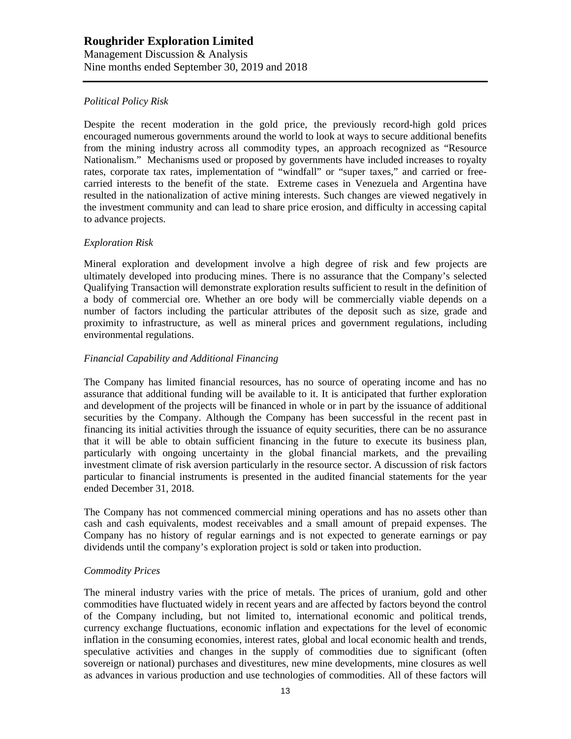*Political Policy Risk*

Despite the recent moderation in the gold price, the previously record-high gold prices encouraged numerous governments around the world to look at ways to secure additional benefits from the mining industry across all commodity types, an approach recognized as "Resource Nationalism." Mechanisms used or proposed by governments have included increases to royalty rates, corporate tax rates, implementation of "windfall" or "super taxes," and carried or free-carried interests to the benefit of the state. Extreme cases in Venezuela and Argentina have resulted in the nationalization of active mining interests. Such changes are viewed negatively in the investment community and can lead to share price erosion, and difficulty in accessing capital to advance projects.

*Exploration Risk*

Mineral exploration and development involve a high degree of risk and few projects are ultimately developed into producing mines. There is no assurance that the Company's selected Qualifying Transaction will demonstrate exploration results sufficient to result in the definition of a body of commercial ore. Whether an ore body will be commercially viable depends on a number of factors including the particular attributes of the deposit such as size, grade and proximity to infrastructure, as well as mineral prices and government regulations, including environmental regulations.

*Financial Capability and Additional Financing*

The Company has limited financial resources, has no source of operating income and has no assurance that additional funding will be available to it. It is anticipated that further exploration and development of the projects will be financed in whole or in part by the issuance of additional securities by the Company. Although the Company has been successful in the recent past in financing its initial activities through the issuance of equity securities, there can be no assurance that it will be able to obtain sufficient financing in the future to execute its business plan, particularly with ongoing uncertainty in the global financial markets, and the prevailing investment climate of risk aversion particularly in the resource sector. A discussion of risk factors particular to financial instruments is presented in the audited financial statements for the year ended December 31, 2018.

The Company has not commenced commercial mining operations and has no assets other than cash and cash equivalents, modest receivables and a small amount of prepaid expenses. The Company has no history of regular earnings and is not expected to generate earnings or pay dividends until the company's exploration project is sold or taken into production.

*Commodity Prices*

The mineral industry varies with the price of metals. The prices of uranium, gold and other commodities have fluctuated widely in recent years and are affected by factors beyond the control of the Company including, but not limited to, international economic and political trends, currency exchange fluctuations, economic inflation and expectations for the level of economic inflation in the consuming economies, interest rates, global and local economic health and trends, speculative activities and changes in the supply of commodities due to significant (often sovereign or national) purchases and divestitures, new mine developments, mine closures as well as advances in various production and use technologies of commodities. All of these factors will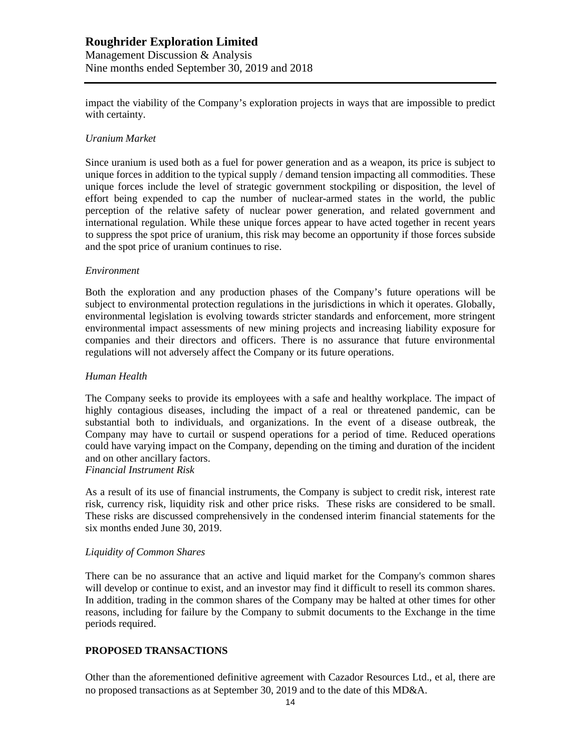impact the viability of the Company's exploration projects in ways that are impossible to predict with certainty.

*Uranium Market*

Since uranium is used both as a fuel for power generation and as a weapon, its price is subject to unique forces in addition to the typical supply / demand tension impacting all commodities. These unique forces include the level of strategic government stockpiling or disposition, the level of effort being expended to cap the number of nuclear-armed states in the world, the public perception of the relative safety of nuclear power generation, and related government and international regulation. While these unique forces appear to have acted together in recent years to suppress the spot price of uranium, this risk may become an opportunity if those forces subside and the spot price of uranium continues to rise.

*Environment*

Both the exploration and any production phases of the Company's future operations will be subject to environmental protection regulations in the jurisdictions in which it operates. Globally, environmental legislation is evolving towards stricter standards and enforcement, more stringent environmental impact assessments of new mining projects and increasing liability exposure for companies and their directors and officers. There is no assurance that future environmental regulations will not adversely affect the Company or its future operations.

*Human Health*

The Company seeks to provide its employees with a safe and healthy workplace. The impact of highly contagious diseases, including the impact of a real or threatened pandemic, can be substantial both to individuals, and organizations. In the event of a disease outbreak, the Company may have to curtail or suspend operations for a period of time. Reduced operations could have varying impact on the Company, depending on the timing and duration of the incident and on other ancillary factors.

*Financial Instrument Risk*

As a result of its use of financial instruments, the Company is subject to credit risk, interest rate risk, currency risk, liquidity risk and other price risks. These risks are considered to be small. These risks are discussed comprehensively in the condensed interim financial statements for the six months ended June 30, 2019.

*Liquidity of Common Shares*

There can be no assurance that an active and liquid market for the Company's common shares will develop or continue to exist, and an investor may find it difficult to resell its common shares. In addition, trading in the common shares of the Company may be halted at other times for other reasons, including for failure by the Company to submit documents to the Exchange in the time periods required.

## PROPOSED TRANSACTIONS

Other than the aforementioned definitive agreement with Cazador Resources Ltd., et al, there are no proposed transactions as at September 30, 2019 and to the date of this MD&A.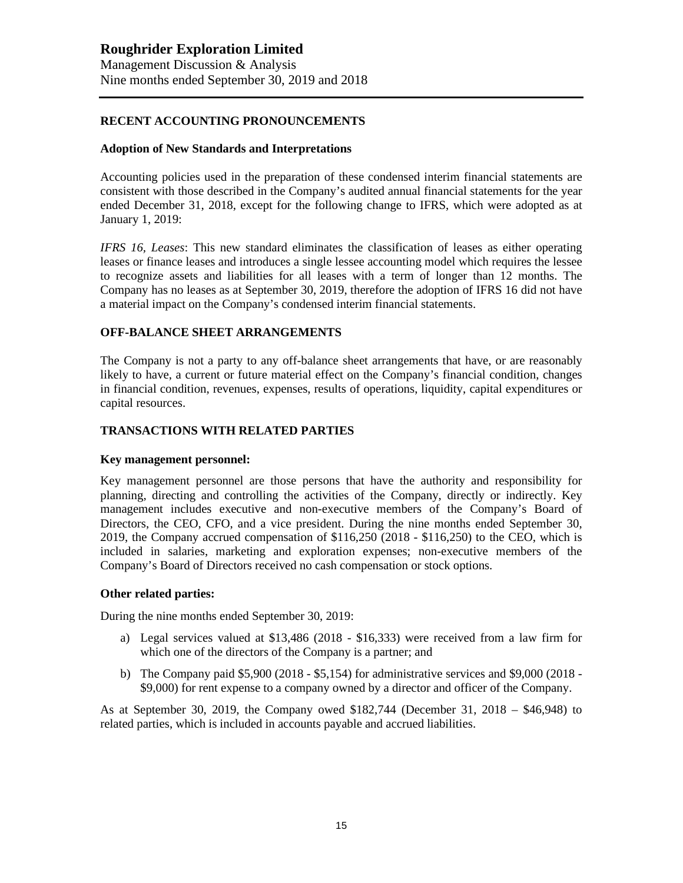## RECENT ACCOUNTING PRONOUNCEMENTS

### Adoption of New Standards and Interpretations

Accounting policies used in the preparation of these condensed interim financial statements are consistent with those described in the Company's audited annual financial statements for the year ended December 31, 2018, except for the following change to IFRS, which were adopted as at January 1, 2019:

*IFRS 16, Leases*: This new standard eliminates the classification of leases as either operating leases or finance leases and introduces a single lessee accounting model which requires the lessee to recognize assets and liabilities for all leases with a term of longer than 12 months. The Company has no leases as at September 30, 2019, therefore the adoption of IFRS 16 did not have a material impact on the Company's condensed interim financial statements.

## OFF-BALANCE SHEET ARRANGEMENTS

The Company is not a party to any off-balance sheet arrangements that have, or are reasonably likely to have, a current or future material effect on the Company's financial condition, changes in financial condition, revenues, expenses, results of operations, liquidity, capital expenditures or capital resources.

## TRANSACTIONS WITH RELATED PARTIES

### Key management personnel:

Key management personnel are those persons that have the authority and responsibility for planning, directing and controlling the activities of the Company, directly or indirectly. Key management includes executive and non-executive members of the Company's Board of Directors, the CEO, CFO, and a vice president. During the nine months ended September 30, 2019, the Company accrued compensation of $116,250 (2018 - $116,250) to the CEO, which is included in salaries, marketing and exploration expenses; non-executive members of the Company's Board of Directors received no cash compensation or stock options.

### Other related parties:

During the nine months ended September 30, 2019:

a) Legal services valued at $13,486 (2018 - $16,333) were received from a law firm for which one of the directors of the Company is a partner; and

b) The Company paid $5,900 (2018 - $5,154) for administrative services and $9,000 (2018 - $9,000) for rent expense to a company owned by a director and officer of the Company.

As at September 30, 2019, the Company owed $182,744 (December 31, 2018 – $46,948) to related parties, which is included in accounts payable and accrued liabilities.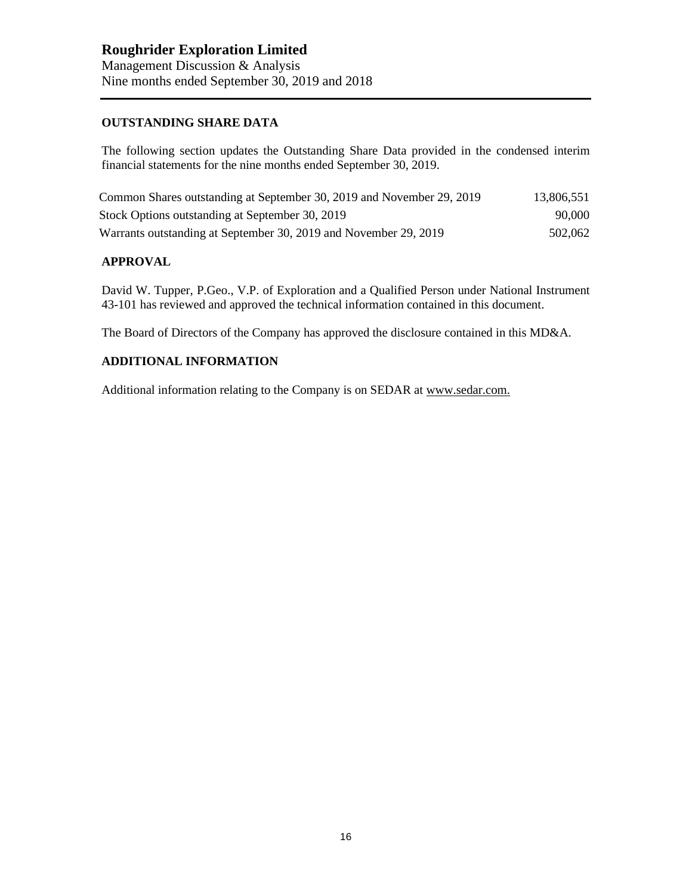## OUTSTANDING SHARE DATA

The following section updates the Outstanding Share Data provided in the condensed interim financial statements for the nine months ended September 30, 2019.

| | |
|---|---|
| Common Shares outstanding at September 30, 2019 and November 29, 2019 | 13,806,551 |
| Stock Options outstanding at September 30, 2019 | 90,000 |
| Warrants outstanding at September 30, 2019 and November 29, 2019 | 502,062 |

## APPROVAL

David W. Tupper, P.Geo., V.P. of Exploration and a Qualified Person under National Instrument 43-101 has reviewed and approved the technical information contained in this document.

The Board of Directors of the Company has approved the disclosure contained in this MD&A.

## ADDITIONAL INFORMATION

Additional information relating to the Company is on SEDAR at www.sedar.com.